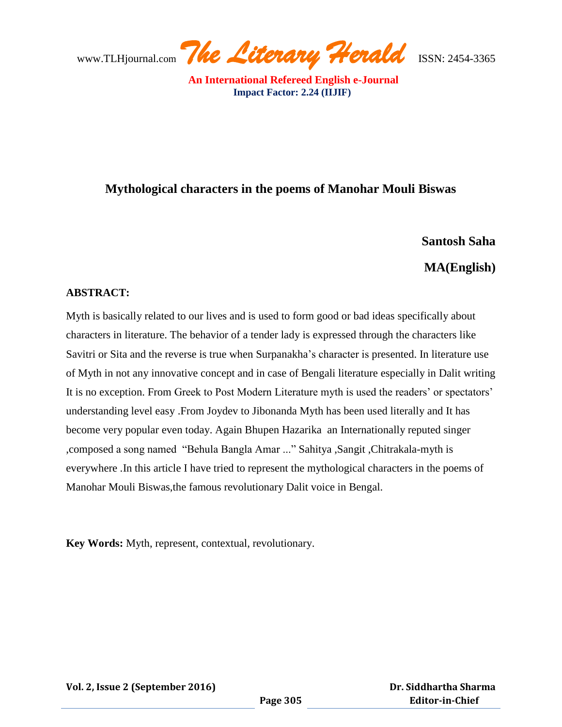# Mythological characters in the poems of Manohar Mouli Biswas

**Santosh Saha**

**MA(English)**

**ABSTRACT:**

Myth is basically related to our lives and is used to form good or bad ideas specifically about characters in literature. The behavior of a tender lady is expressed through the characters like Savitri or Sita and the reverse is true when Surpanakha's character is presented. In literature use of Myth in not any innovative concept and in case of Bengali literature especially in Dalit writing It is no exception. From Greek to Post Modern Literature myth is used the readers' or spectators' understanding level easy .From Joydev to Jibonanda Myth has been used literally and It has become very popular even today. Again Bhupen Hazarika an Internationally reputed singer ,composed a song named "Behula Bangla Amar ..." Sahitya ,Sangit ,Chitrakala-myth is everywhere .In this article I have tried to represent the mythological characters in the poems of Manohar Mouli Biswas,the famous revolutionary Dalit voice in Bengal.

**Key Words:** Myth, represent, contextual, revolutionary.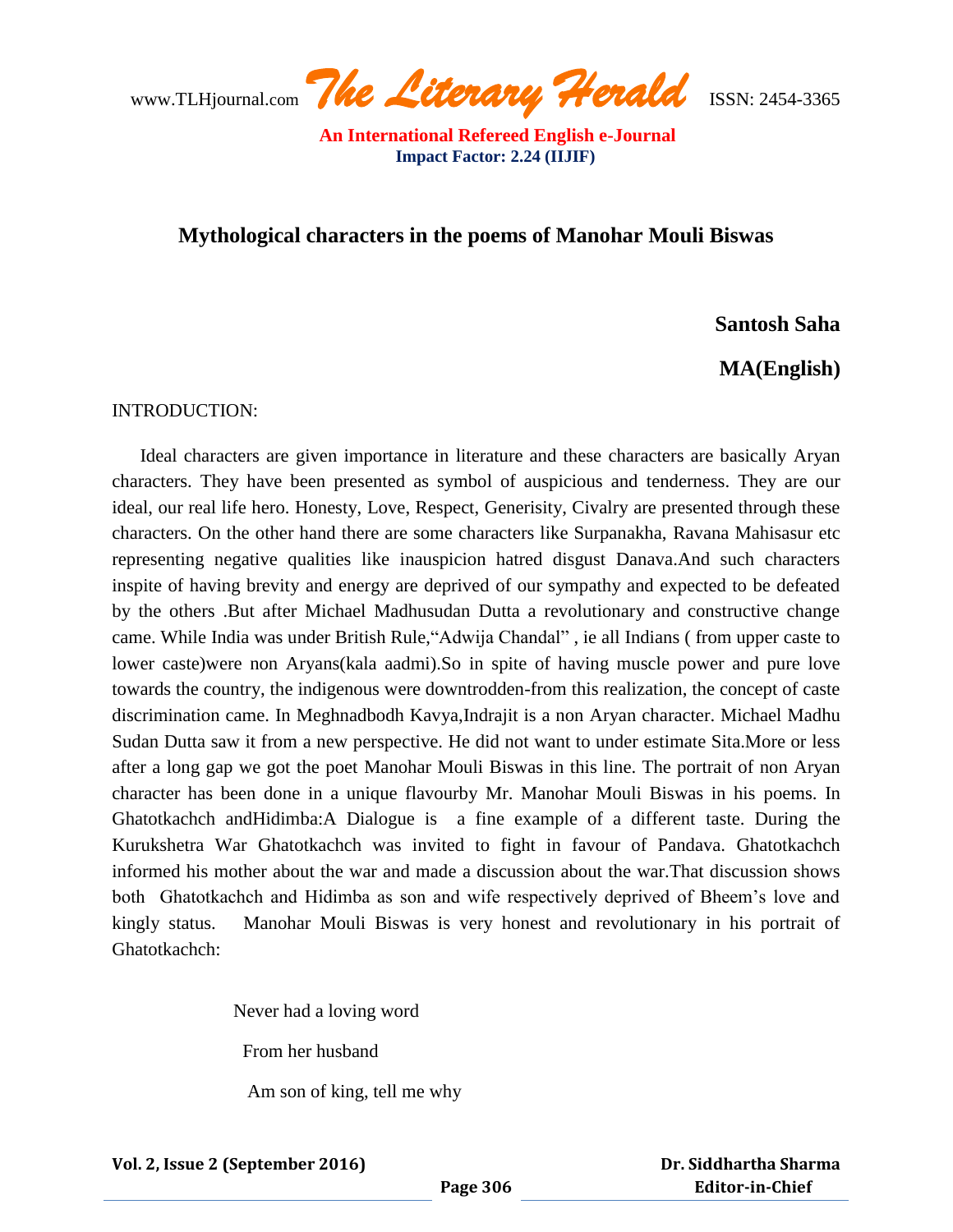## Mythological characters in the poems of Manohar Mouli Biswas

**Santosh Saha**

**MA(English)**

INTRODUCTION:

Ideal characters are given importance in literature and these characters are basically Aryan characters. They have been presented as symbol of auspicious and tenderness. They are our ideal, our real life hero. Honesty, Love, Respect, Generisity, Civalry are presented through these characters. On the other hand there are some characters like Surpanakha, Ravana Mahisasur etc representing negative qualities like inauspicion hatred disgust Danava.And such characters inspite of having brevity and energy are deprived of our sympathy and expected to be defeated by the others .But after Michael Madhusudan Dutta a revolutionary and constructive change came. While India was under British Rule,"Adwija Chandal" , ie all Indians ( from upper caste to lower caste)were non Aryans(kala aadmi).So in spite of having muscle power and pure love towards the country, the indigenous were downtrodden-from this realization, the concept of caste discrimination came. In Meghnadbodh Kavya,Indrajit is a non Aryan character. Michael Madhu Sudan Dutta saw it from a new perspective. He did not want to under estimate Sita.More or less after a long gap we got the poet Manohar Mouli Biswas in this line. The portrait of non Aryan character has been done in a unique flavourby Mr. Manohar Mouli Biswas in his poems. In Ghatotkachch andHidimba:A Dialogue is a fine example of a different taste. During the Kurukshetra War Ghatotkachch was invited to fight in favour of Pandava. Ghatotkachch informed his mother about the war and made a discussion about the war.That discussion shows both Ghatotkachch and Hidimba as son and wife respectively deprived of Bheem's love and kingly status. Manohar Mouli Biswas is very honest and revolutionary in his portrait of Ghatotkachch:

Never had a loving word

From her husband

Am son of king, tell me why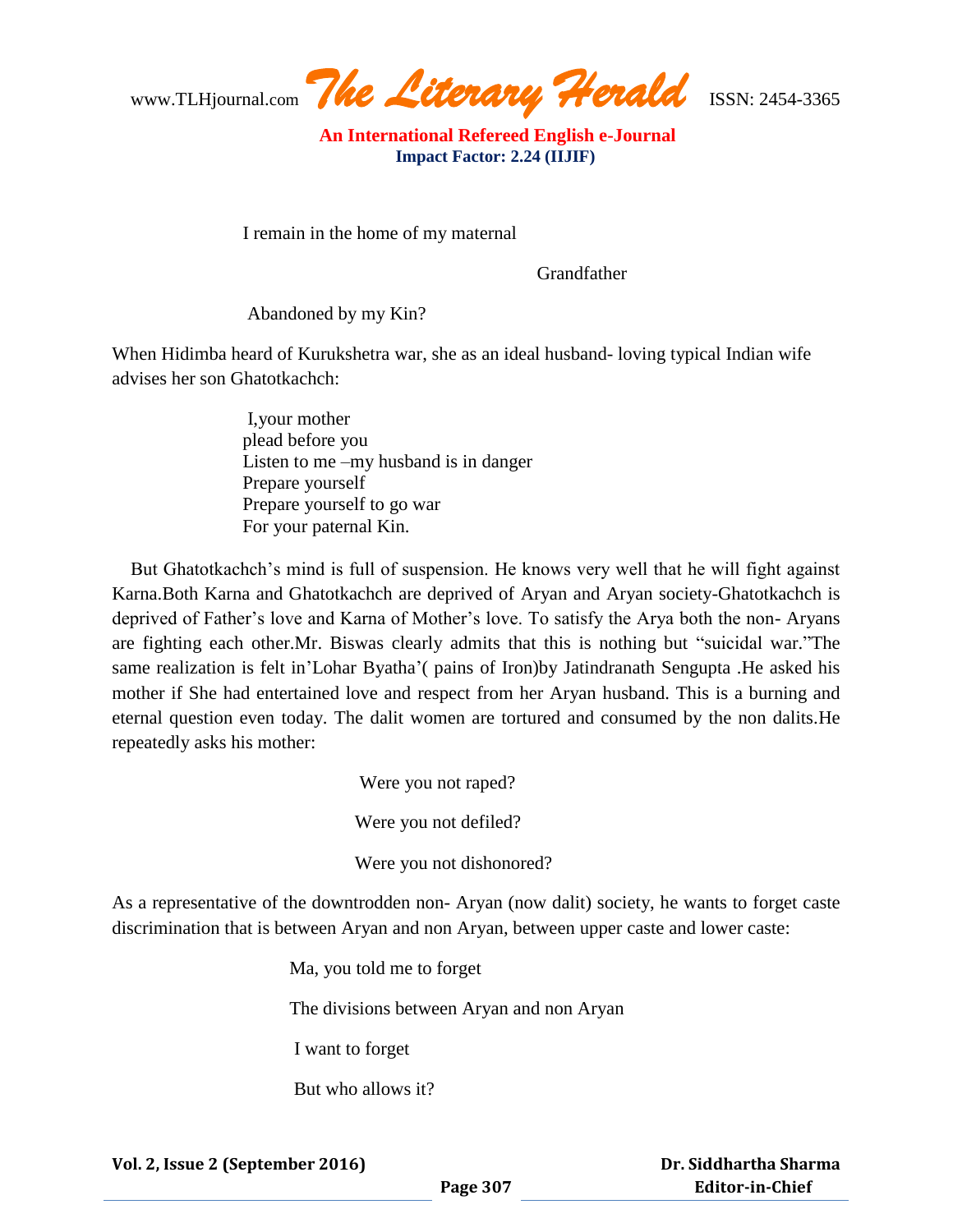I remain in the home of my maternal

Grandfather

Abandoned by my Kin?

When Hidimba heard of Kurukshetra war, she as an ideal husband- loving typical Indian wife advises her son Ghatotkachch:

> I,your mother
> plead before you
> Listen to me –my husband is in danger
> Prepare yourself
> Prepare yourself to go war
> For your paternal Kin.

But Ghatotkachch's mind is full of suspension. He knows very well that he will fight against Karna.Both Karna and Ghatotkachch are deprived of Aryan and Aryan society-Ghatotkachch is deprived of Father's love and Karna of Mother's love. To satisfy the Arya both the non- Aryans are fighting each other.Mr. Biswas clearly admits that this is nothing but "suicidal war."The same realization is felt in'Lohar Byatha'( pains of Iron)by Jatindranath Sengupta .He asked his mother if She had entertained love and respect from her Aryan husband. This is a burning and eternal question even today. The dalit women are tortured and consumed by the non dalits.He repeatedly asks his mother:

> Were you not raped?
>
> Were you not defiled?
>
> Were you not dishonored?

As a representative of the downtrodden non- Aryan (now dalit) society, he wants to forget caste discrimination that is between Aryan and non Aryan, between upper caste and lower caste:

> Ma, you told me to forget
>
> The divisions between Aryan and non Aryan
>
> I want to forget
>
> But who allows it?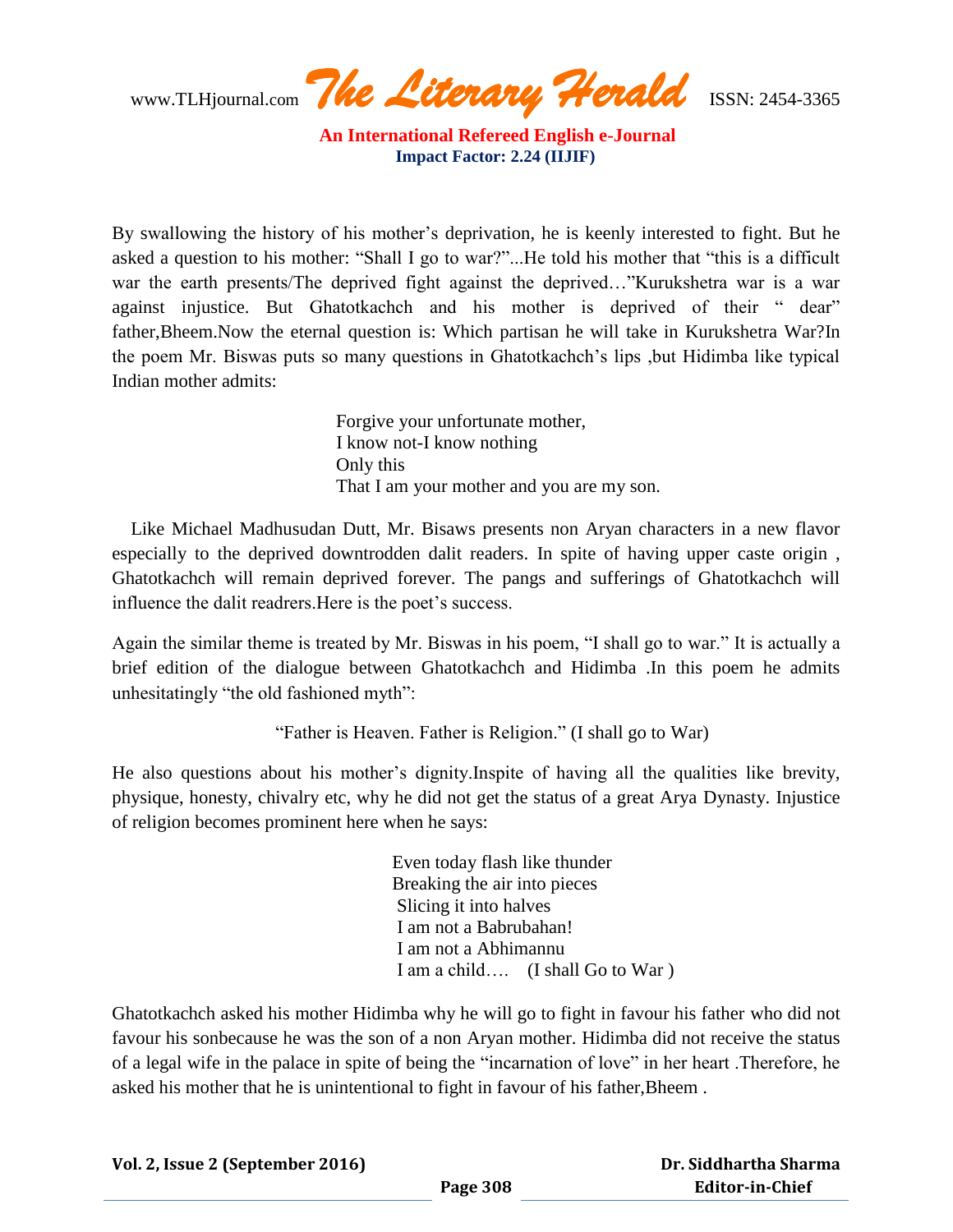By swallowing the history of his mother's deprivation, he is keenly interested to fight. But he asked a question to his mother: "Shall I go to war?"...He told his mother that "this is a difficult war the earth presents/The deprived fight against the deprived…"Kurukshetra war is a war against injustice. But Ghatotkachch and his mother is deprived of their " dear" father,Bheem.Now the eternal question is: Which partisan he will take in Kurukshetra War?In the poem Mr. Biswas puts so many questions in Ghatotkachch's lips ,but Hidimba like typical Indian mother admits:

> Forgive your unfortunate mother,
> I know not-I know nothing
> Only this
> That I am your mother and you are my son.

Like Michael Madhusudan Dutt, Mr. Bisaws presents non Aryan characters in a new flavor especially to the deprived downtrodden dalit readers. In spite of having upper caste origin , Ghatotkachch will remain deprived forever. The pangs and sufferings of Ghatotkachch will influence the dalit readrers.Here is the poet's success.

Again the similar theme is treated by Mr. Biswas in his poem, "I shall go to war." It is actually a brief edition of the dialogue between Ghatotkachch and Hidimba .In this poem he admits unhesitatingly "the old fashioned myth":

> "Father is Heaven. Father is Religion." (I shall go to War)

He also questions about his mother's dignity.Inspite of having all the qualities like brevity, physique, honesty, chivalry etc, why he did not get the status of a great Arya Dynasty. Injustice of religion becomes prominent here when he says:

> Even today flash like thunder
> Breaking the air into pieces
> Slicing it into halves
> I am not a Babrubahan!
> I am not a Abhimannu
> I am a child…. (I shall Go to War )

Ghatotkachch asked his mother Hidimba why he will go to fight in favour his father who did not favour his sonbecause he was the son of a non Aryan mother. Hidimba did not receive the status of a legal wife in the palace in spite of being the "incarnation of love" in her heart .Therefore, he asked his mother that he is unintentional to fight in favour of his father,Bheem .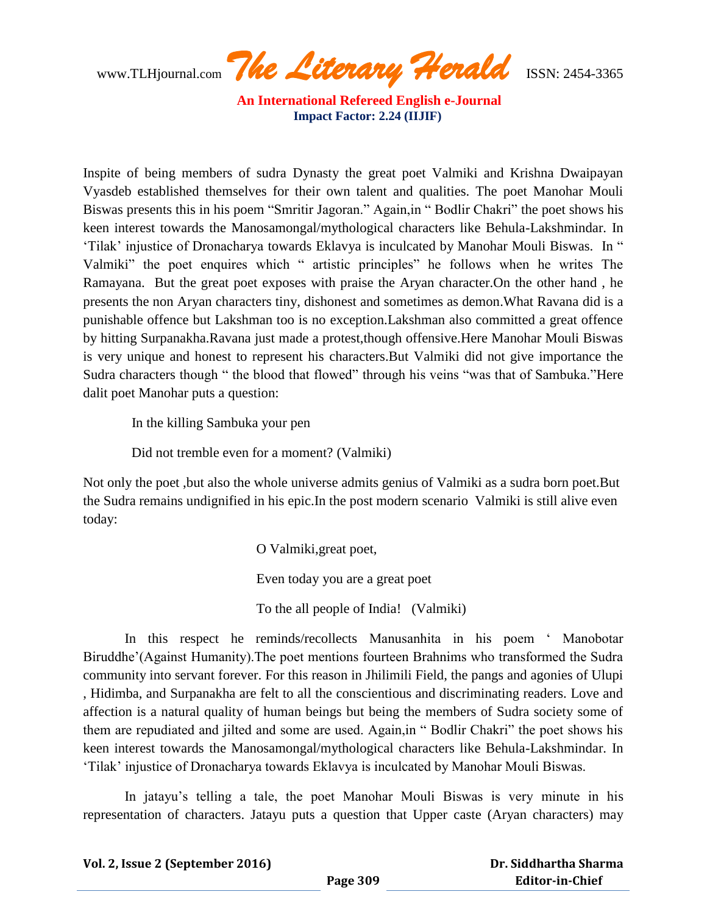Inspite of being members of sudra Dynasty the great poet Valmiki and Krishna Dwaipayan Vyasdeb established themselves for their own talent and qualities. The poet Manohar Mouli Biswas presents this in his poem "Smritir Jagoran." Again,in " Bodlir Chakri" the poet shows his keen interest towards the Manosamongal/mythological characters like Behula-Lakshmindar. In 'Tilak' injustice of Dronacharya towards Eklavya is inculcated by Manohar Mouli Biswas. In " Valmiki" the poet enquires which " artistic principles" he follows when he writes The Ramayana. But the great poet exposes with praise the Aryan character.On the other hand , he presents the non Aryan characters tiny, dishonest and sometimes as demon.What Ravana did is a punishable offence but Lakshman too is no exception.Lakshman also committed a great offence by hitting Surpanakha.Ravana just made a protest,though offensive.Here Manohar Mouli Biswas is very unique and honest to represent his characters.But Valmiki did not give importance the Sudra characters though " the blood that flowed" through his veins "was that of Sambuka."Here dalit poet Manohar puts a question:

> In the killing Sambuka your pen
>
> Did not tremble even for a moment? (Valmiki)

Not only the poet ,but also the whole universe admits genius of Valmiki as a sudra born poet.But the Sudra remains undignified in his epic.In the post modern scenario Valmiki is still alive even today:

> O Valmiki,great poet,
>
> Even today you are a great poet
>
> To the all people of India! (Valmiki)

In this respect he reminds/recollects Manusanhita in his poem ' Manobotar Biruddhe'(Against Humanity).The poet mentions fourteen Brahnims who transformed the Sudra community into servant forever. For this reason in Jhilimili Field, the pangs and agonies of Ulupi , Hidimba, and Surpanakha are felt to all the conscientious and discriminating readers. Love and affection is a natural quality of human beings but being the members of Sudra society some of them are repudiated and jilted and some are used. Again,in " Bodlir Chakri" the poet shows his keen interest towards the Manosamongal/mythological characters like Behula-Lakshmindar. In 'Tilak' injustice of Dronacharya towards Eklavya is inculcated by Manohar Mouli Biswas.

In jatayu's telling a tale, the poet Manohar Mouli Biswas is very minute in his representation of characters. Jatayu puts a question that Upper caste (Aryan characters) may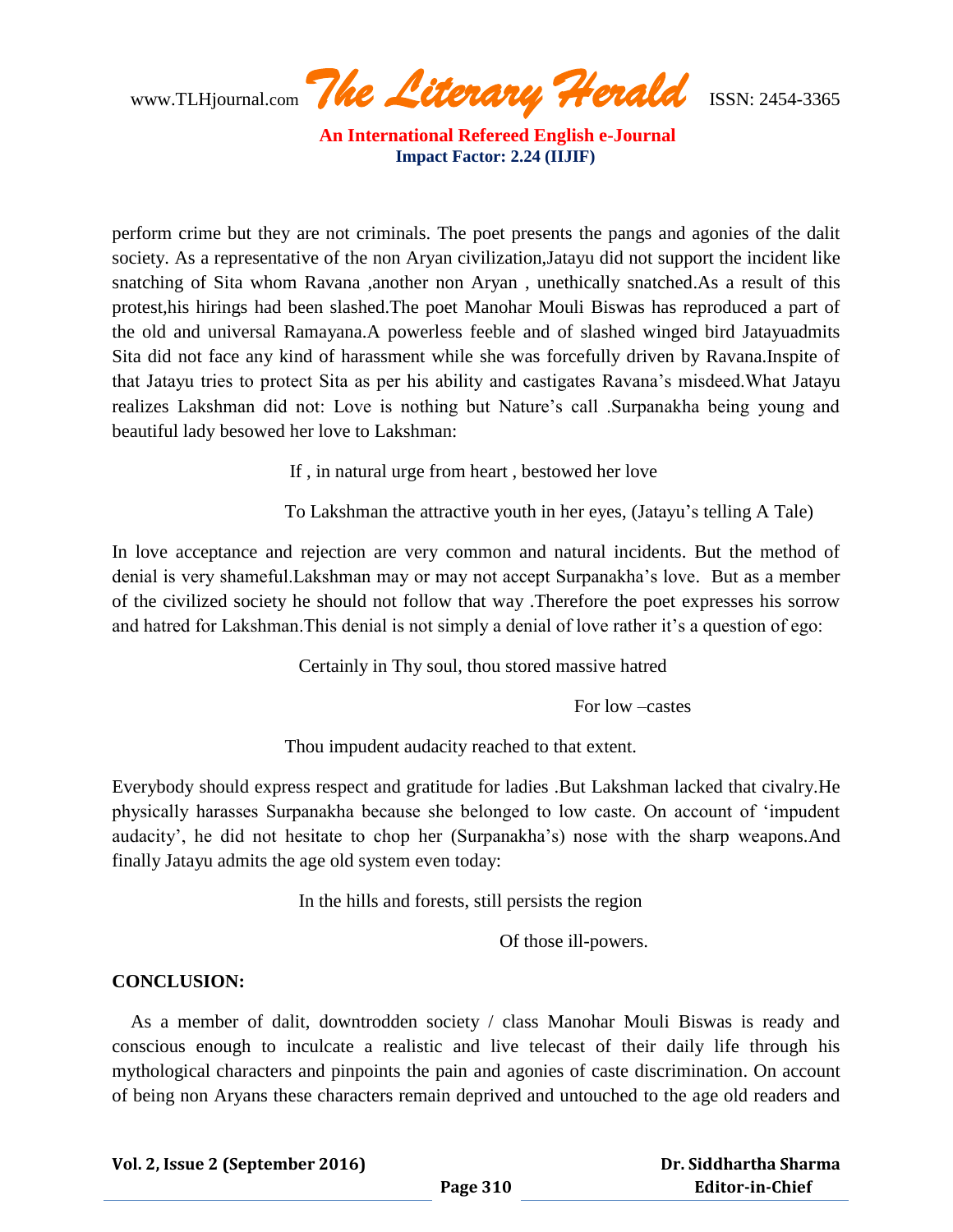perform crime but they are not criminals. The poet presents the pangs and agonies of the dalit society. As a representative of the non Aryan civilization,Jatayu did not support the incident like snatching of Sita whom Ravana ,another non Aryan , unethically snatched.As a result of this protest,his hirings had been slashed.The poet Manohar Mouli Biswas has reproduced a part of the old and universal Ramayana.A powerless feeble and of slashed winged bird Jatayuadmits Sita did not face any kind of harassment while she was forcefully driven by Ravana.Inspite of that Jatayu tries to protect Sita as per his ability and castigates Ravana's misdeed.What Jatayu realizes Lakshman did not: Love is nothing but Nature's call .Surpanakha being young and beautiful lady besowed her love to Lakshman:

> If , in natural urge from heart , bestowed her love
>
> To Lakshman the attractive youth in her eyes, (Jatayu's telling A Tale)

In love acceptance and rejection are very common and natural incidents. But the method of denial is very shameful.Lakshman may or may not accept Surpanakha's love. But as a member of the civilized society he should not follow that way .Therefore the poet expresses his sorrow and hatred for Lakshman.This denial is not simply a denial of love rather it's a question of ego:

> Certainly in Thy soul, thou stored massive hatred
>
> For low –castes
>
> Thou impudent audacity reached to that extent.

Everybody should express respect and gratitude for ladies .But Lakshman lacked that civalry.He physically harasses Surpanakha because she belonged to low caste. On account of 'impudent audacity', he did not hesitate to chop her (Surpanakha's) nose with the sharp weapons.And finally Jatayu admits the age old system even today:

> In the hills and forests, still persists the region
>
> Of those ill-powers.

**CONCLUSION:**

As a member of dalit, downtrodden society / class Manohar Mouli Biswas is ready and conscious enough to inculcate a realistic and live telecast of their daily life through his mythological characters and pinpoints the pain and agonies of caste discrimination. On account of being non Aryans these characters remain deprived and untouched to the age old readers and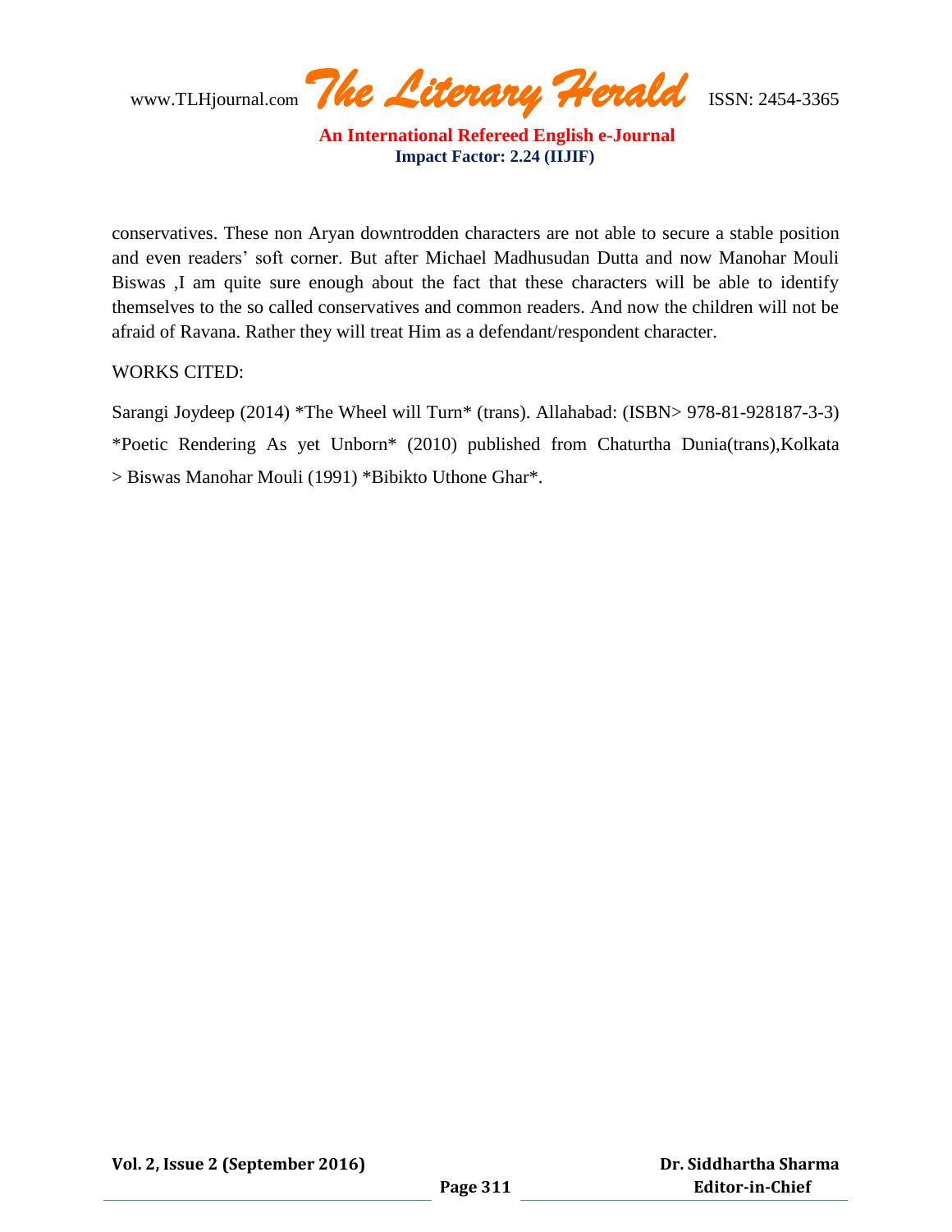conservatives. These non Aryan downtrodden characters are not able to secure a stable position and even readers' soft corner. But after Michael Madhusudan Dutta and now Manohar Mouli Biswas ,I am quite sure enough about the fact that these characters will be able to identify themselves to the so called conservatives and common readers. And now the children will not be afraid of Ravana. Rather they will treat Him as a defendant/respondent character.

WORKS CITED:

Sarangi Joydeep (2014) *The Wheel will Turn* (trans). Allahabad: (ISBN> 978-81-928187-3-3) *Poetic Rendering As yet Unborn* (2010) published from Chaturtha Dunia(trans),Kolkata > Biswas Manohar Mouli (1991) *Bibikto Uthone Ghar*.